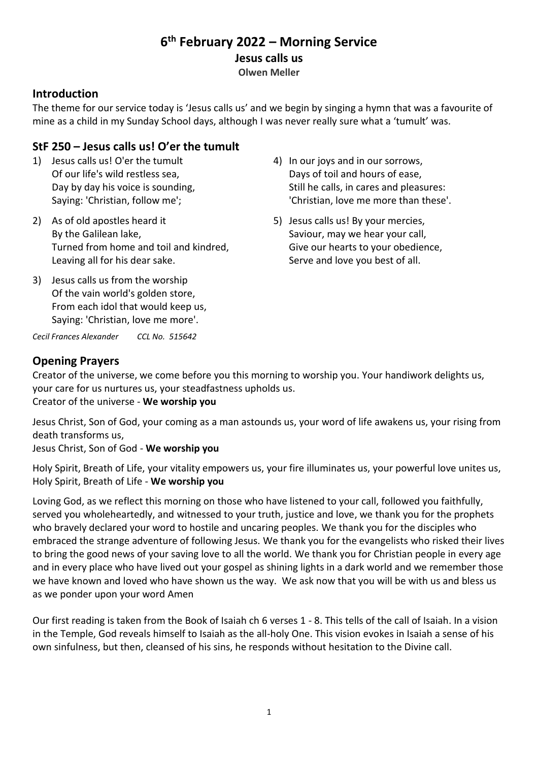# 6th February 2022 – Morning Service

**Jesus calls us**

**Olwen Meller**

## Introduction

The theme for our service today is 'Jesus calls us' and we begin by singing a hymn that was a favourite of mine as a child in my Sunday School days, although I was never really sure what a 'tumult' was.

## StF 250 – Jesus calls us! O'er the tumult

1) Jesus calls us! O'er the tumult
   Of our life's wild restless sea,
   Day by day his voice is sounding,
   Saying: 'Christian, follow me';

2) As of old apostles heard it
   By the Galilean lake,
   Turned from home and toil and kindred,
   Leaving all for his dear sake.

3) Jesus calls us from the worship
   Of the vain world's golden store,
   From each idol that would keep us,
   Saying: 'Christian, love me more'.

4) In our joys and in our sorrows,
   Days of toil and hours of ease,
   Still he calls, in cares and pleasures:
   'Christian, love me more than these'.

5) Jesus calls us! By your mercies,
   Saviour, may we hear your call,
   Give our hearts to your obedience,
   Serve and love you best of all.

*Cecil Frances Alexander* *CCL No. 515642*

## Opening Prayers

Creator of the universe, we come before you this morning to worship you. Your handiwork delights us, your care for us nurtures us, your steadfastness upholds us.
Creator of the universe - **We worship you**

Jesus Christ, Son of God, your coming as a man astounds us, your word of life awakens us, your rising from death transforms us,
Jesus Christ, Son of God - **We worship you**

Holy Spirit, Breath of Life, your vitality empowers us, your fire illuminates us, your powerful love unites us, Holy Spirit, Breath of Life - **We worship you**

Loving God, as we reflect this morning on those who have listened to your call, followed you faithfully, served you wholeheartedly, and witnessed to your truth, justice and love, we thank you for the prophets who bravely declared your word to hostile and uncaring peoples. We thank you for the disciples who embraced the strange adventure of following Jesus. We thank you for the evangelists who risked their lives to bring the good news of your saving love to all the world. We thank you for Christian people in every age and in every place who have lived out your gospel as shining lights in a dark world and we remember those we have known and loved who have shown us the way. We ask now that you will be with us and bless us as we ponder upon your word Amen

Our first reading is taken from the Book of Isaiah ch 6 verses 1 - 8. This tells of the call of Isaiah. In a vision in the Temple, God reveals himself to Isaiah as the all-holy One. This vision evokes in Isaiah a sense of his own sinfulness, but then, cleansed of his sins, he responds without hesitation to the Divine call.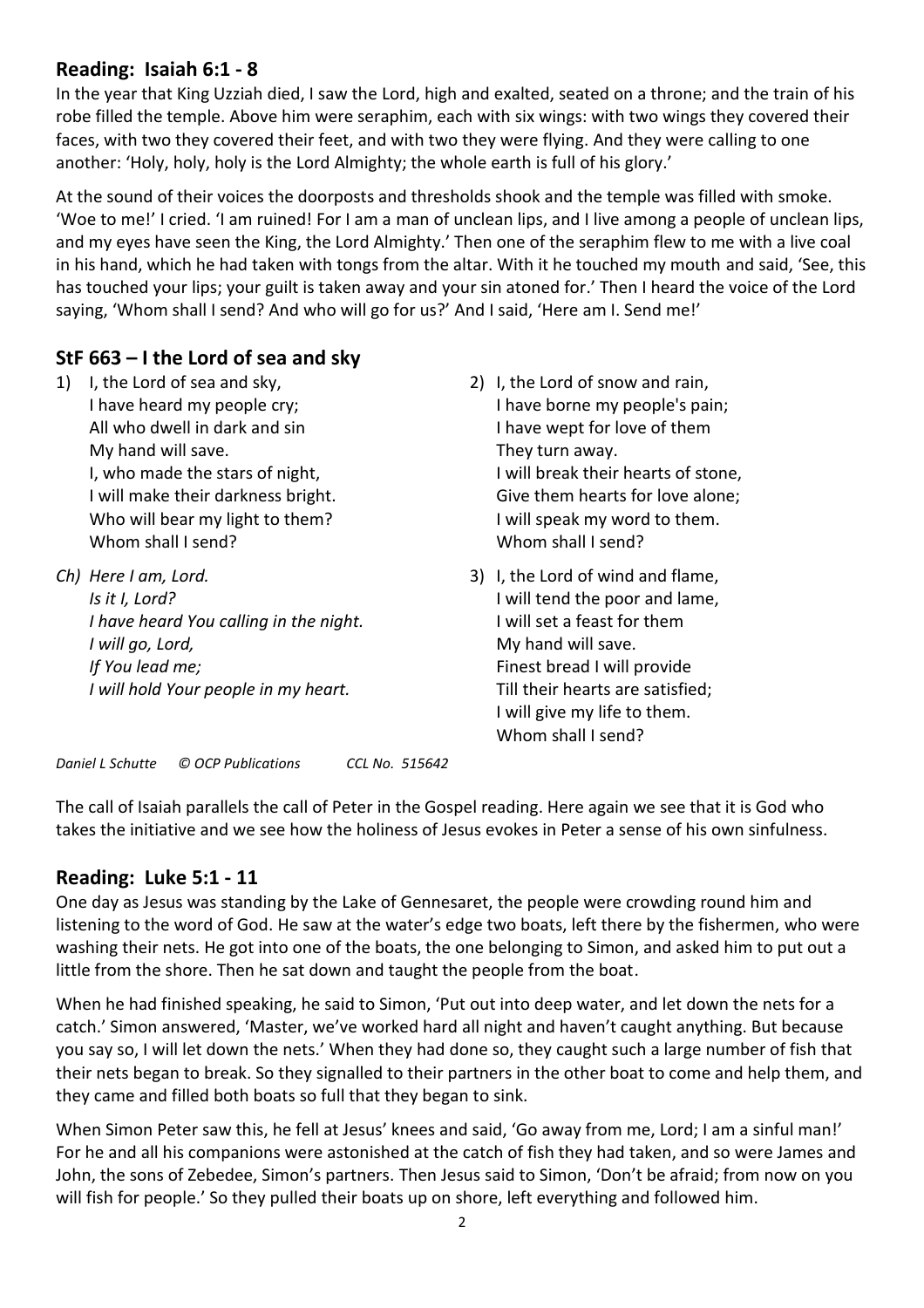## Reading: Isaiah 6:1 - 8

In the year that King Uzziah died, I saw the Lord, high and exalted, seated on a throne; and the train of his robe filled the temple. Above him were seraphim, each with six wings: with two wings they covered their faces, with two they covered their feet, and with two they were flying. And they were calling to one another: 'Holy, holy, holy is the Lord Almighty; the whole earth is full of his glory.'

At the sound of their voices the doorposts and thresholds shook and the temple was filled with smoke. 'Woe to me!' I cried. 'I am ruined! For I am a man of unclean lips, and I live among a people of unclean lips, and my eyes have seen the King, the Lord Almighty.' Then one of the seraphim flew to me with a live coal in his hand, which he had taken with tongs from the altar. With it he touched my mouth and said, 'See, this has touched your lips; your guilt is taken away and your sin atoned for.' Then I heard the voice of the Lord saying, 'Whom shall I send? And who will go for us?' And I said, 'Here am I. Send me!'

## StF 663 – I the Lord of sea and sky

1) I, the Lord of sea and sky,
   I have heard my people cry;
   All who dwell in dark and sin
   My hand will save.
   I, who made the stars of night,
   I will make their darkness bright.
   Who will bear my light to them?
   Whom shall I send?

*Ch) Here I am, Lord.*
*Is it I, Lord?*
*I have heard You calling in the night.*
*I will go, Lord,*
*If You lead me;*
*I will hold Your people in my heart.*

2) I, the Lord of snow and rain,
   I have borne my people's pain;
   I have wept for love of them
   They turn away.
   I will break their hearts of stone,
   Give them hearts for love alone;
   I will speak my word to them.
   Whom shall I send?

3) I, the Lord of wind and flame,
   I will tend the poor and lame,
   I will set a feast for them
   My hand will save.
   Finest bread I will provide
   Till their hearts are satisfied;
   I will give my life to them.
   Whom shall I send?

*Daniel L Schutte © OCP Publications CCL No. 515642*

The call of Isaiah parallels the call of Peter in the Gospel reading. Here again we see that it is God who takes the initiative and we see how the holiness of Jesus evokes in Peter a sense of his own sinfulness.

## Reading: Luke 5:1 - 11

One day as Jesus was standing by the Lake of Gennesaret, the people were crowding round him and listening to the word of God. He saw at the water's edge two boats, left there by the fishermen, who were washing their nets. He got into one of the boats, the one belonging to Simon, and asked him to put out a little from the shore. Then he sat down and taught the people from the boat.

When he had finished speaking, he said to Simon, 'Put out into deep water, and let down the nets for a catch.' Simon answered, 'Master, we've worked hard all night and haven't caught anything. But because you say so, I will let down the nets.' When they had done so, they caught such a large number of fish that their nets began to break. So they signalled to their partners in the other boat to come and help them, and they came and filled both boats so full that they began to sink.

When Simon Peter saw this, he fell at Jesus' knees and said, 'Go away from me, Lord; I am a sinful man!' For he and all his companions were astonished at the catch of fish they had taken, and so were James and John, the sons of Zebedee, Simon's partners. Then Jesus said to Simon, 'Don't be afraid; from now on you will fish for people.' So they pulled their boats up on shore, left everything and followed him.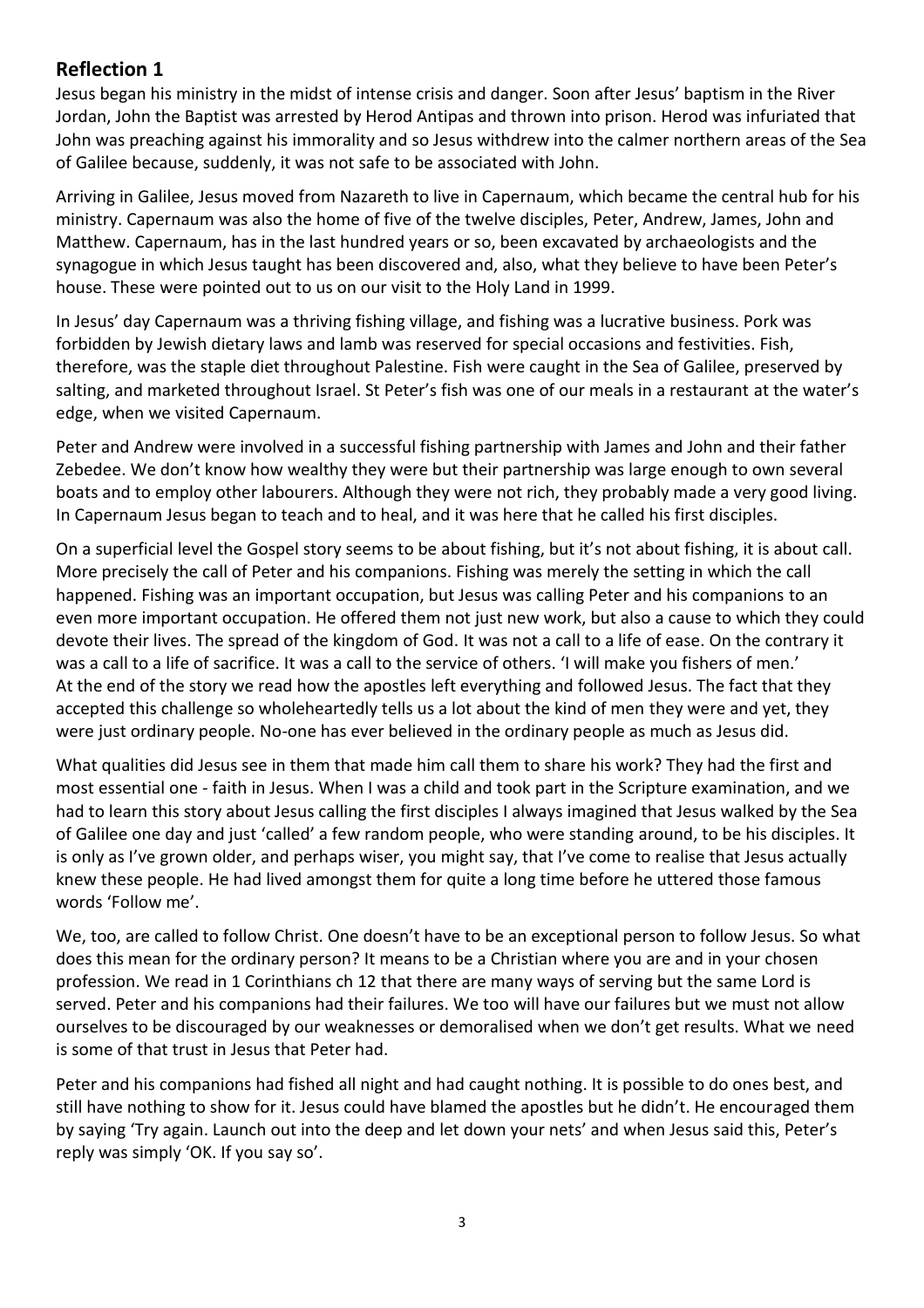## Reflection 1

Jesus began his ministry in the midst of intense crisis and danger. Soon after Jesus' baptism in the River Jordan, John the Baptist was arrested by Herod Antipas and thrown into prison. Herod was infuriated that John was preaching against his immorality and so Jesus withdrew into the calmer northern areas of the Sea of Galilee because, suddenly, it was not safe to be associated with John.

Arriving in Galilee, Jesus moved from Nazareth to live in Capernaum, which became the central hub for his ministry. Capernaum was also the home of five of the twelve disciples, Peter, Andrew, James, John and Matthew. Capernaum, has in the last hundred years or so, been excavated by archaeologists and the synagogue in which Jesus taught has been discovered and, also, what they believe to have been Peter's house. These were pointed out to us on our visit to the Holy Land in 1999.

In Jesus' day Capernaum was a thriving fishing village, and fishing was a lucrative business. Pork was forbidden by Jewish dietary laws and lamb was reserved for special occasions and festivities. Fish, therefore, was the staple diet throughout Palestine. Fish were caught in the Sea of Galilee, preserved by salting, and marketed throughout Israel. St Peter's fish was one of our meals in a restaurant at the water's edge, when we visited Capernaum.

Peter and Andrew were involved in a successful fishing partnership with James and John and their father Zebedee. We don't know how wealthy they were but their partnership was large enough to own several boats and to employ other labourers. Although they were not rich, they probably made a very good living. In Capernaum Jesus began to teach and to heal, and it was here that he called his first disciples.

On a superficial level the Gospel story seems to be about fishing, but it's not about fishing, it is about call. More precisely the call of Peter and his companions. Fishing was merely the setting in which the call happened. Fishing was an important occupation, but Jesus was calling Peter and his companions to an even more important occupation. He offered them not just new work, but also a cause to which they could devote their lives. The spread of the kingdom of God. It was not a call to a life of ease. On the contrary it was a call to a life of sacrifice. It was a call to the service of others. 'I will make you fishers of men.' At the end of the story we read how the apostles left everything and followed Jesus. The fact that they accepted this challenge so wholeheartedly tells us a lot about the kind of men they were and yet, they were just ordinary people. No-one has ever believed in the ordinary people as much as Jesus did.

What qualities did Jesus see in them that made him call them to share his work? They had the first and most essential one - faith in Jesus. When I was a child and took part in the Scripture examination, and we had to learn this story about Jesus calling the first disciples I always imagined that Jesus walked by the Sea of Galilee one day and just 'called' a few random people, who were standing around, to be his disciples. It is only as I've grown older, and perhaps wiser, you might say, that I've come to realise that Jesus actually knew these people. He had lived amongst them for quite a long time before he uttered those famous words 'Follow me'.

We, too, are called to follow Christ. One doesn't have to be an exceptional person to follow Jesus. So what does this mean for the ordinary person? It means to be a Christian where you are and in your chosen profession. We read in 1 Corinthians ch 12 that there are many ways of serving but the same Lord is served. Peter and his companions had their failures. We too will have our failures but we must not allow ourselves to be discouraged by our weaknesses or demoralised when we don't get results. What we need is some of that trust in Jesus that Peter had.

Peter and his companions had fished all night and had caught nothing. It is possible to do ones best, and still have nothing to show for it. Jesus could have blamed the apostles but he didn't. He encouraged them by saying 'Try again. Launch out into the deep and let down your nets' and when Jesus said this, Peter's reply was simply 'OK. If you say so'.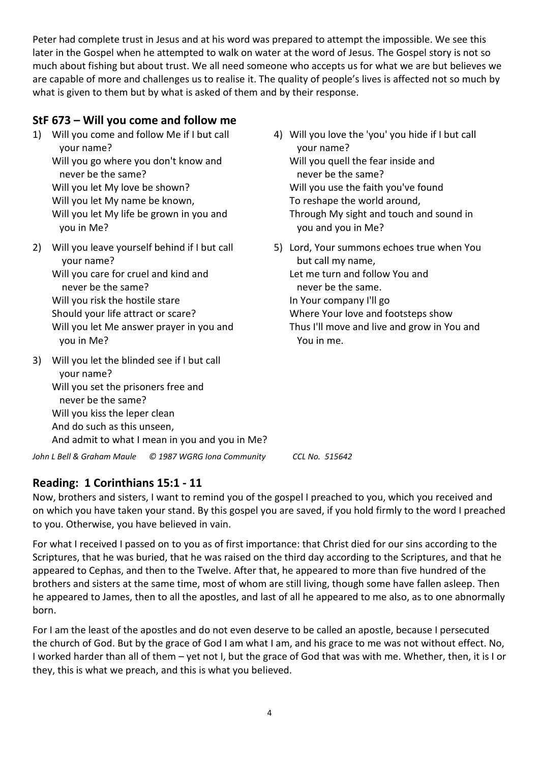Peter had complete trust in Jesus and at his word was prepared to attempt the impossible. We see this later in the Gospel when he attempted to walk on water at the word of Jesus. The Gospel story is not so much about fishing but about trust. We all need someone who accepts us for what we are but believes we are capable of more and challenges us to realise it. The quality of people's lives is affected not so much by what is given to them but by what is asked of them and by their response.

## StF 673 – Will you come and follow me

1) Will you come and follow Me if I but call your name?
   Will you go where you don't know and never be the same?
   Will you let My love be shown?
   Will you let My name be known,
   Will you let My life be grown in you and you in Me?

2) Will you leave yourself behind if I but call your name?
   Will you care for cruel and kind and never be the same?
   Will you risk the hostile stare
   Should your life attract or scare?
   Will you let Me answer prayer in you and you in Me?

3) Will you let the blinded see if I but call your name?
   Will you set the prisoners free and never be the same?
   Will you kiss the leper clean
   And do such as this unseen,
   And admit to what I mean in you and you in Me?

4) Will you love the 'you' you hide if I but call your name?
   Will you quell the fear inside and never be the same?
   Will you use the faith you've found
   To reshape the world around,
   Through My sight and touch and sound in you and you in Me?

5) Lord, Your summons echoes true when You but call my name,
   Let me turn and follow You and never be the same.
   In Your company I'll go
   Where Your love and footsteps show
   Thus I'll move and live and grow in You and You in me.

*John L Bell & Graham Maule © 1987 WGRG Iona Community CCL No. 515642*

## Reading: 1 Corinthians 15:1 - 11

Now, brothers and sisters, I want to remind you of the gospel I preached to you, which you received and on which you have taken your stand. By this gospel you are saved, if you hold firmly to the word I preached to you. Otherwise, you have believed in vain.

For what I received I passed on to you as of first importance: that Christ died for our sins according to the Scriptures, that he was buried, that he was raised on the third day according to the Scriptures, and that he appeared to Cephas, and then to the Twelve. After that, he appeared to more than five hundred of the brothers and sisters at the same time, most of whom are still living, though some have fallen asleep. Then he appeared to James, then to all the apostles, and last of all he appeared to me also, as to one abnormally born.

For I am the least of the apostles and do not even deserve to be called an apostle, because I persecuted the church of God. But by the grace of God I am what I am, and his grace to me was not without effect. No, I worked harder than all of them – yet not I, but the grace of God that was with me. Whether, then, it is I or they, this is what we preach, and this is what you believed.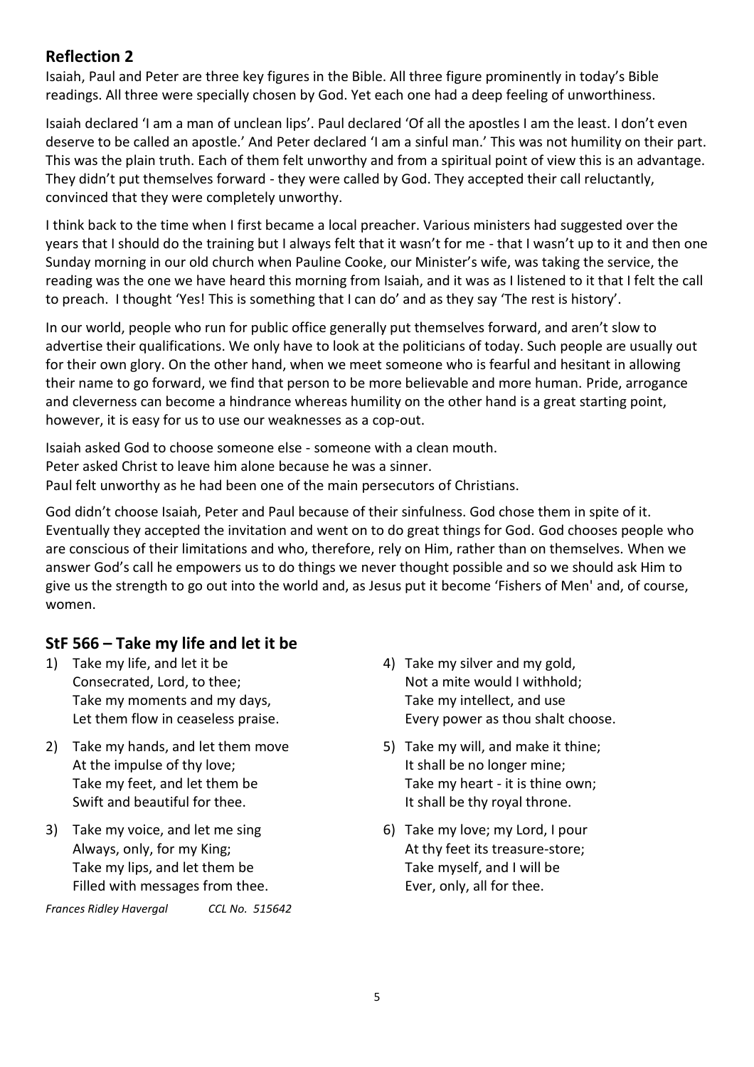## Reflection 2

Isaiah, Paul and Peter are three key figures in the Bible. All three figure prominently in today's Bible readings. All three were specially chosen by God. Yet each one had a deep feeling of unworthiness.

Isaiah declared 'I am a man of unclean lips'. Paul declared 'Of all the apostles I am the least. I don't even deserve to be called an apostle.' And Peter declared 'I am a sinful man.' This was not humility on their part. This was the plain truth. Each of them felt unworthy and from a spiritual point of view this is an advantage. They didn't put themselves forward - they were called by God. They accepted their call reluctantly, convinced that they were completely unworthy.

I think back to the time when I first became a local preacher. Various ministers had suggested over the years that I should do the training but I always felt that it wasn't for me - that I wasn't up to it and then one Sunday morning in our old church when Pauline Cooke, our Minister's wife, was taking the service, the reading was the one we have heard this morning from Isaiah, and it was as I listened to it that I felt the call to preach. I thought 'Yes! This is something that I can do' and as they say 'The rest is history'.

In our world, people who run for public office generally put themselves forward, and aren't slow to advertise their qualifications. We only have to look at the politicians of today. Such people are usually out for their own glory. On the other hand, when we meet someone who is fearful and hesitant in allowing their name to go forward, we find that person to be more believable and more human. Pride, arrogance and cleverness can become a hindrance whereas humility on the other hand is a great starting point, however, it is easy for us to use our weaknesses as a cop-out.

Isaiah asked God to choose someone else - someone with a clean mouth.
Peter asked Christ to leave him alone because he was a sinner.
Paul felt unworthy as he had been one of the main persecutors of Christians.

God didn't choose Isaiah, Peter and Paul because of their sinfulness. God chose them in spite of it. Eventually they accepted the invitation and went on to do great things for God. God chooses people who are conscious of their limitations and who, therefore, rely on Him, rather than on themselves. When we answer God's call he empowers us to do things we never thought possible and so we should ask Him to give us the strength to go out into the world and, as Jesus put it become 'Fishers of Men' and, of course, women.

## StF 566 – Take my life and let it be

1) Take my life, and let it be
Consecrated, Lord, to thee;
Take my moments and my days,
Let them flow in ceaseless praise.

2) Take my hands, and let them move
At the impulse of thy love;
Take my feet, and let them be
Swift and beautiful for thee.

3) Take my voice, and let me sing
Always, only, for my King;
Take my lips, and let them be
Filled with messages from thee.

4) Take my silver and my gold,
Not a mite would I withhold;
Take my intellect, and use
Every power as thou shalt choose.

5) Take my will, and make it thine;
It shall be no longer mine;
Take my heart - it is thine own;
It shall be thy royal throne.

6) Take my love; my Lord, I pour
At thy feet its treasure-store;
Take myself, and I will be
Ever, only, all for thee.

*Frances Ridley Havergal* *CCL No. 515642*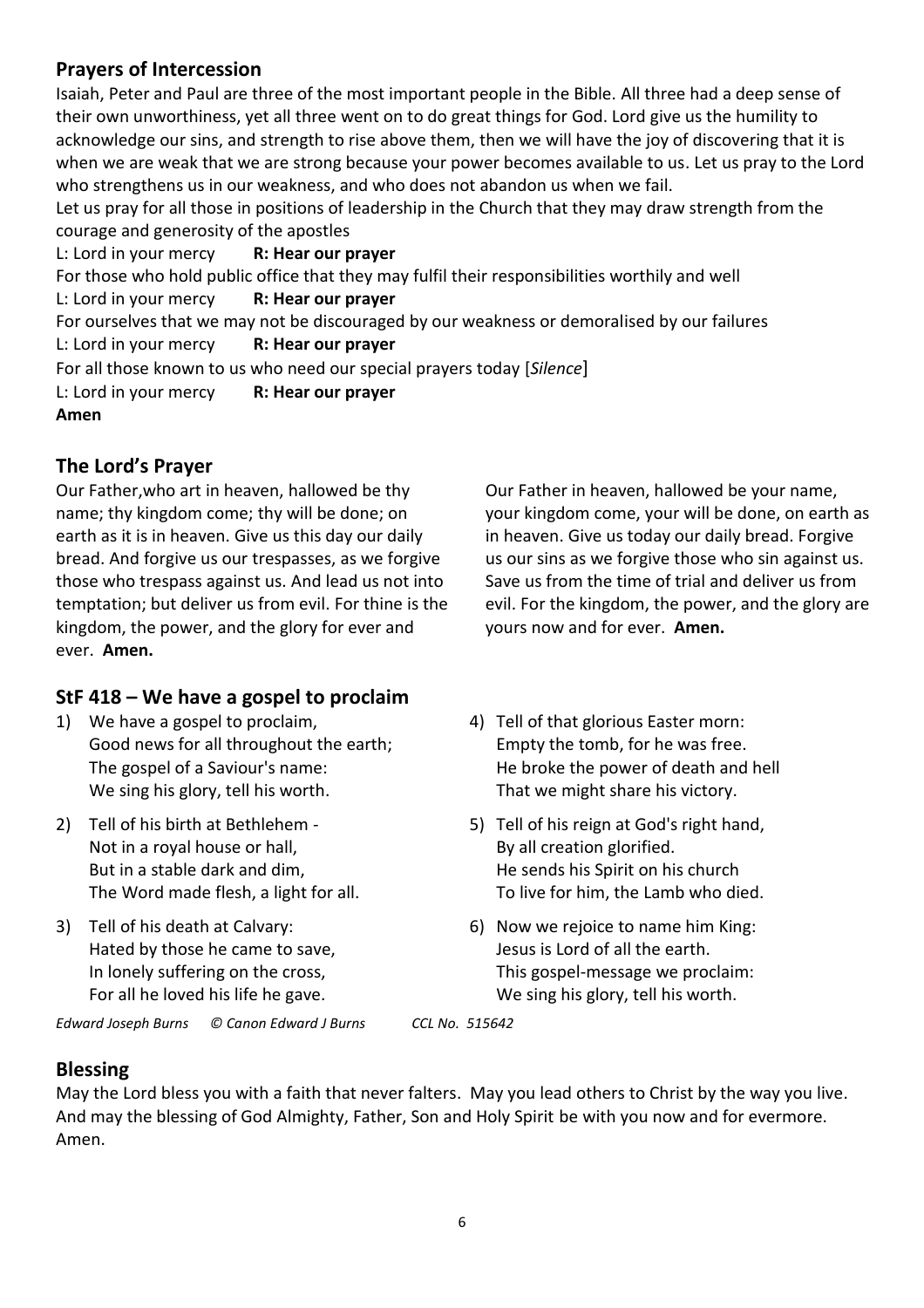## Prayers of Intercession

Isaiah, Peter and Paul are three of the most important people in the Bible. All three had a deep sense of their own unworthiness, yet all three went on to do great things for God. Lord give us the humility to acknowledge our sins, and strength to rise above them, then we will have the joy of discovering that it is when we are weak that we are strong because your power becomes available to us. Let us pray to the Lord who strengthens us in our weakness, and who does not abandon us when we fail.

Let us pray for all those in positions of leadership in the Church that they may draw strength from the courage and generosity of the apostles

L: Lord in your mercy **R: Hear our prayer**

For those who hold public office that they may fulfil their responsibilities worthily and well

L: Lord in your mercy **R: Hear our prayer**

For ourselves that we may not be discouraged by our weakness or demoralised by our failures

L: Lord in your mercy **R: Hear our prayer**

For all those known to us who need our special prayers today [*Silence*]

L: Lord in your mercy **R: Hear our prayer**

**Amen**

## The Lord's Prayer

Our Father,who art in heaven, hallowed be thy name; thy kingdom come; thy will be done; on earth as it is in heaven. Give us this day our daily bread. And forgive us our trespasses, as we forgive those who trespass against us. And lead us not into temptation; but deliver us from evil. For thine is the kingdom, the power, and the glory for ever and ever. **Amen.**

Our Father in heaven, hallowed be your name, your kingdom come, your will be done, on earth as in heaven. Give us today our daily bread. Forgive us our sins as we forgive those who sin against us. Save us from the time of trial and deliver us from evil. For the kingdom, the power, and the glory are yours now and for ever. **Amen.**

## StF 418 – We have a gospel to proclaim

1) We have a gospel to proclaim,
Good news for all throughout the earth;
The gospel of a Saviour's name:
We sing his glory, tell his worth.

2) Tell of his birth at Bethlehem -
Not in a royal house or hall,
But in a stable dark and dim,
The Word made flesh, a light for all.

3) Tell of his death at Calvary:
Hated by those he came to save,
In lonely suffering on the cross,
For all he loved his life he gave.

4) Tell of that glorious Easter morn:
Empty the tomb, for he was free.
He broke the power of death and hell
That we might share his victory.

5) Tell of his reign at God's right hand,
By all creation glorified.
He sends his Spirit on his church
To live for him, the Lamb who died.

6) Now we rejoice to name him King:
Jesus is Lord of all the earth.
This gospel-message we proclaim:
We sing his glory, tell his worth.

*Edward Joseph Burns © Canon Edward J Burns CCL No. 515642*

## Blessing

May the Lord bless you with a faith that never falters. May you lead others to Christ by the way you live. And may the blessing of God Almighty, Father, Son and Holy Spirit be with you now and for evermore. Amen.